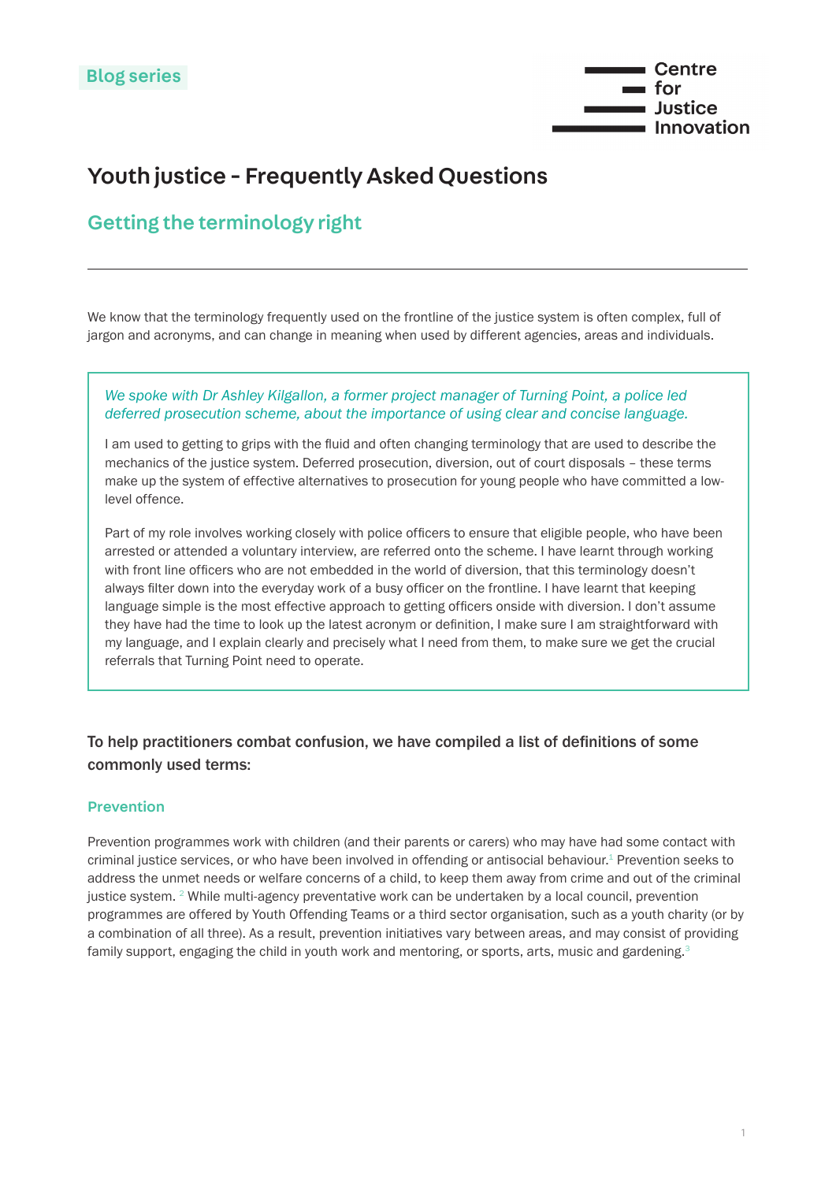Blog series

Centre for Justice Innovation

# Youth justice - Frequently Asked Questions

## Getting the terminology right

---

We know that the terminology frequently used on the frontline of the justice system is often complex, full of jargon and acronyms, and can change in meaning when used by different agencies, areas and individuals.

> *We spoke with Dr Ashley Kilgallon, a former project manager of Turning Point, a police led deferred prosecution scheme, about the importance of using clear and concise language.*
>
> I am used to getting to grips with the fluid and often changing terminology that are used to describe the mechanics of the justice system. Deferred prosecution, diversion, out of court disposals – these terms make up the system of effective alternatives to prosecution for young people who have committed a low-level offence.
>
> Part of my role involves working closely with police officers to ensure that eligible people, who have been arrested or attended a voluntary interview, are referred onto the scheme. I have learnt through working with front line officers who are not embedded in the world of diversion, that this terminology doesn't always filter down into the everyday work of a busy officer on the frontline. I have learnt that keeping language simple is the most effective approach to getting officers onside with diversion. I don't assume they have had the time to look up the latest acronym or definition, I make sure I am straightforward with my language, and I explain clearly and precisely what I need from them, to make sure we get the crucial referrals that Turning Point need to operate.

**To help practitioners combat confusion, we have compiled a list of definitions of some commonly used terms:**

### Prevention

Prevention programmes work with children (and their parents or carers) who may have had some contact with criminal justice services, or who have been involved in offending or antisocial behaviour.[1] Prevention seeks to address the unmet needs or welfare concerns of a child, to keep them away from crime and out of the criminal justice system. [2] While multi-agency preventative work can be undertaken by a local council, prevention programmes are offered by Youth Offending Teams or a third sector organisation, such as a youth charity (or by a combination of all three). As a result, prevention initiatives vary between areas, and may consist of providing family support, engaging the child in youth work and mentoring, or sports, arts, music and gardening.[3]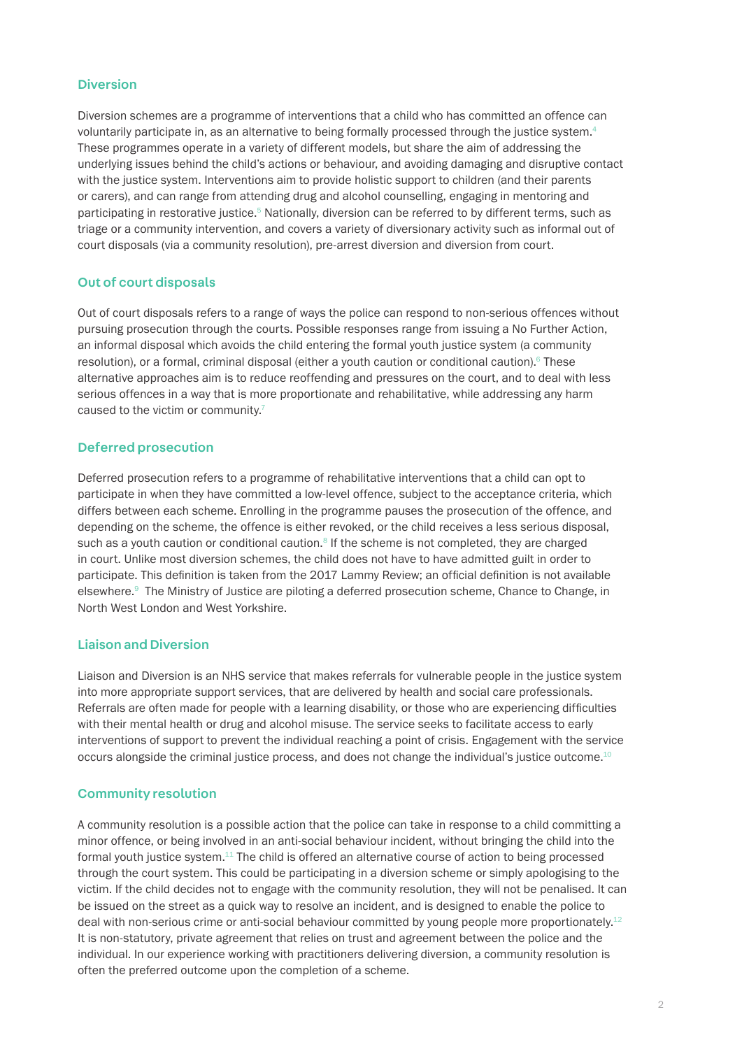## Diversion

Diversion schemes are a programme of interventions that a child who has committed an offence can voluntarily participate in, as an alternative to being formally processed through the justice system.[4] These programmes operate in a variety of different models, but share the aim of addressing the underlying issues behind the child's actions or behaviour, and avoiding damaging and disruptive contact with the justice system. Interventions aim to provide holistic support to children (and their parents or carers), and can range from attending drug and alcohol counselling, engaging in mentoring and participating in restorative justice.[5] Nationally, diversion can be referred to by different terms, such as triage or a community intervention, and covers a variety of diversionary activity such as informal out of court disposals (via a community resolution), pre-arrest diversion and diversion from court.

## Out of court disposals

Out of court disposals refers to a range of ways the police can respond to non-serious offences without pursuing prosecution through the courts. Possible responses range from issuing a No Further Action, an informal disposal which avoids the child entering the formal youth justice system (a community resolution), or a formal, criminal disposal (either a youth caution or conditional caution).[6] These alternative approaches aim is to reduce reoffending and pressures on the court, and to deal with less serious offences in a way that is more proportionate and rehabilitative, while addressing any harm caused to the victim or community.[7]

## Deferred prosecution

Deferred prosecution refers to a programme of rehabilitative interventions that a child can opt to participate in when they have committed a low-level offence, subject to the acceptance criteria, which differs between each scheme. Enrolling in the programme pauses the prosecution of the offence, and depending on the scheme, the offence is either revoked, or the child receives a less serious disposal, such as a youth caution or conditional caution.[8] If the scheme is not completed, they are charged in court. Unlike most diversion schemes, the child does not have to have admitted guilt in order to participate. This definition is taken from the 2017 Lammy Review; an official definition is not available elsewhere.[9] The Ministry of Justice are piloting a deferred prosecution scheme, Chance to Change, in North West London and West Yorkshire.

## Liaison and Diversion

Liaison and Diversion is an NHS service that makes referrals for vulnerable people in the justice system into more appropriate support services, that are delivered by health and social care professionals. Referrals are often made for people with a learning disability, or those who are experiencing difficulties with their mental health or drug and alcohol misuse. The service seeks to facilitate access to early interventions of support to prevent the individual reaching a point of crisis. Engagement with the service occurs alongside the criminal justice process, and does not change the individual's justice outcome.[10]

## Community resolution

A community resolution is a possible action that the police can take in response to a child committing a minor offence, or being involved in an anti-social behaviour incident, without bringing the child into the formal youth justice system.[11] The child is offered an alternative course of action to being processed through the court system. This could be participating in a diversion scheme or simply apologising to the victim. If the child decides not to engage with the community resolution, they will not be penalised. It can be issued on the street as a quick way to resolve an incident, and is designed to enable the police to deal with non-serious crime or anti-social behaviour committed by young people more proportionately.[12] It is non-statutory, private agreement that relies on trust and agreement between the police and the individual. In our experience working with practitioners delivering diversion, a community resolution is often the preferred outcome upon the completion of a scheme.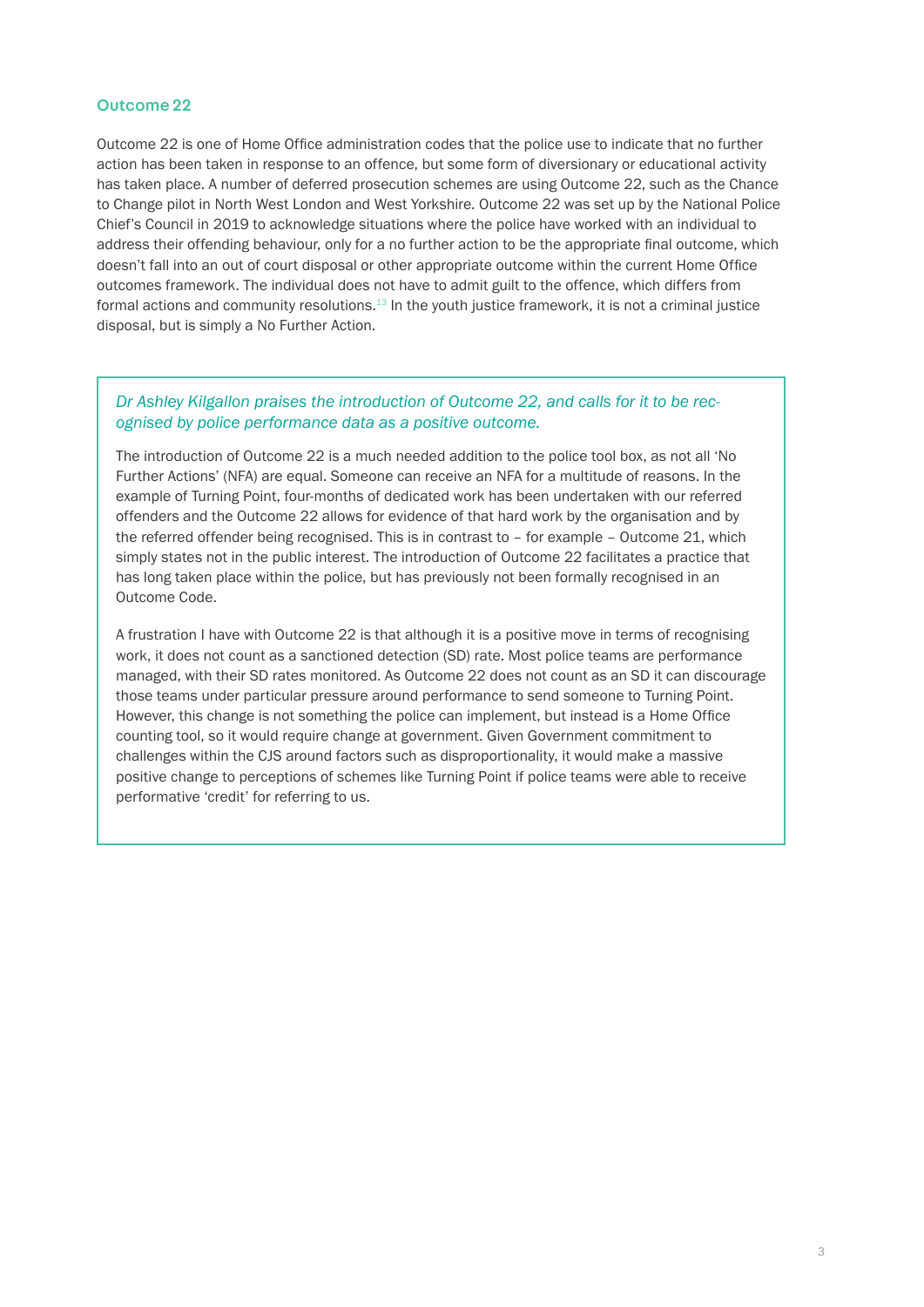## Outcome 22

Outcome 22 is one of Home Office administration codes that the police use to indicate that no further action has been taken in response to an offence, but some form of diversionary or educational activity has taken place. A number of deferred prosecution schemes are using Outcome 22, such as the Chance to Change pilot in North West London and West Yorkshire. Outcome 22 was set up by the National Police Chief's Council in 2019 to acknowledge situations where the police have worked with an individual to address their offending behaviour, only for a no further action to be the appropriate final outcome, which doesn't fall into an out of court disposal or other appropriate outcome within the current Home Office outcomes framework. The individual does not have to admit guilt to the offence, which differs from formal actions and community resolutions.[13] In the youth justice framework, it is not a criminal justice disposal, but is simply a No Further Action.

*Dr Ashley Kilgallon praises the introduction of Outcome 22, and calls for it to be recognised by police performance data as a positive outcome.*

The introduction of Outcome 22 is a much needed addition to the police tool box, as not all 'No Further Actions' (NFA) are equal. Someone can receive an NFA for a multitude of reasons. In the example of Turning Point, four-months of dedicated work has been undertaken with our referred offenders and the Outcome 22 allows for evidence of that hard work by the organisation and by the referred offender being recognised. This is in contrast to – for example – Outcome 21, which simply states not in the public interest. The introduction of Outcome 22 facilitates a practice that has long taken place within the police, but has previously not been formally recognised in an Outcome Code.

A frustration I have with Outcome 22 is that although it is a positive move in terms of recognising work, it does not count as a sanctioned detection (SD) rate. Most police teams are performance managed, with their SD rates monitored. As Outcome 22 does not count as an SD it can discourage those teams under particular pressure around performance to send someone to Turning Point. However, this change is not something the police can implement, but instead is a Home Office counting tool, so it would require change at government. Given Government commitment to challenges within the CJS around factors such as disproportionality, it would make a massive positive change to perceptions of schemes like Turning Point if police teams were able to receive performative 'credit' for referring to us.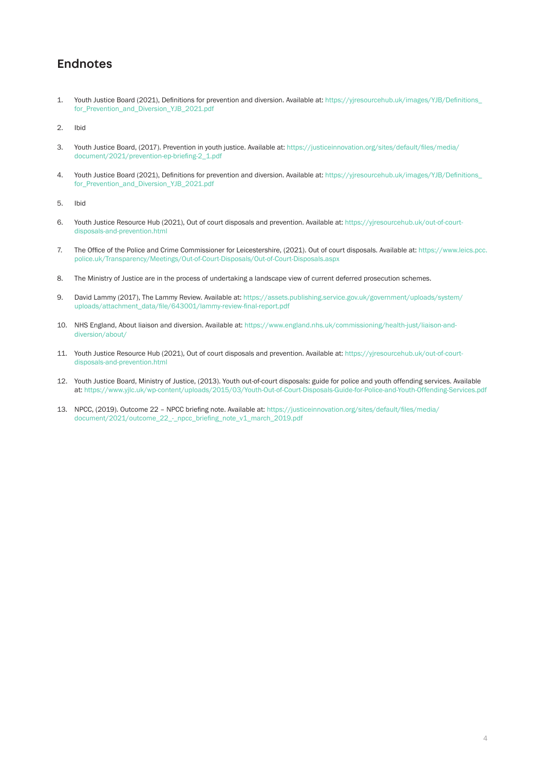## Endnotes

1. Youth Justice Board (2021), Definitions for prevention and diversion. Available at: https://yjresourcehub.uk/images/YJB/Definitions_for_Prevention_and_Diversion_YJB_2021.pdf
2. Ibid
3. Youth Justice Board, (2017). Prevention in youth justice. Available at: https://justiceinnovation.org/sites/default/files/media/document/2021/prevention-ep-briefing-2_1.pdf
4. Youth Justice Board (2021), Definitions for prevention and diversion. Available at: https://yjresourcehub.uk/images/YJB/Definitions_for_Prevention_and_Diversion_YJB_2021.pdf
5. Ibid
6. Youth Justice Resource Hub (2021), Out of court disposals and prevention. Available at: https://yjresourcehub.uk/out-of-court-disposals-and-prevention.html
7. The Office of the Police and Crime Commissioner for Leicestershire, (2021). Out of court disposals. Available at: https://www.leics.pcc.police.uk/Transparency/Meetings/Out-of-Court-Disposals/Out-of-Court-Disposals.aspx
8. The Ministry of Justice are in the process of undertaking a landscape view of current deferred prosecution schemes.
9. David Lammy (2017), The Lammy Review. Available at: https://assets.publishing.service.gov.uk/government/uploads/system/uploads/attachment_data/file/643001/lammy-review-final-report.pdf
10. NHS England, About liaison and diversion. Available at: https://www.england.nhs.uk/commissioning/health-just/liaison-and-diversion/about/
11. Youth Justice Resource Hub (2021), Out of court disposals and prevention. Available at: https://yjresourcehub.uk/out-of-court-disposals-and-prevention.html
12. Youth Justice Board, Ministry of Justice, (2013). Youth out-of-court disposals: guide for police and youth offending services. Available at: https://www.yjlc.uk/wp-content/uploads/2015/03/Youth-Out-of-Court-Disposals-Guide-for-Police-and-Youth-Offending-Services.pdf
13. NPCC, (2019). Outcome 22 – NPCC briefing note. Available at: https://justiceinnovation.org/sites/default/files/media/document/2021/outcome_22_-_npcc_briefing_note_v1_march_2019.pdf